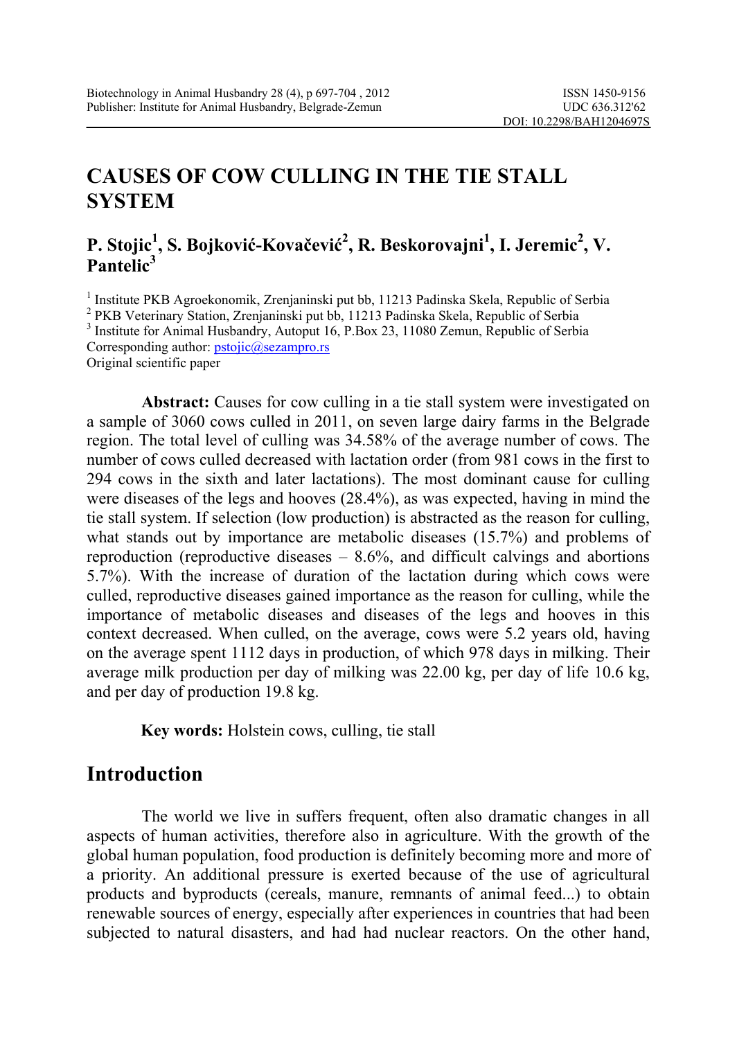# CAUSES OF COW CULLING IN THE TIE STALL SYSTEM

## P. Stojic[1], S. Bojković-Kovačević[2], R. Beskorovajni[1], I. Jeremic[2], V. Pantelic[3]

[1] Institute PKB Agroekonomik, Zrenjaninski put bb, 11213 Padinska Skela, Republic of Serbia
[2] PKB Veterinary Station, Zrenjaninski put bb, 11213 Padinska Skela, Republic of Serbia
[3] Institute for Animal Husbandry, Autoput 16, P.Box 23, 11080 Zemun, Republic of Serbia
Corresponding author: pstojic@sezampro.rs
Original scientific paper

**Abstract:** Causes for cow culling in a tie stall system were investigated on a sample of 3060 cows culled in 2011, on seven large dairy farms in the Belgrade region. The total level of culling was 34.58% of the average number of cows. The number of cows culled decreased with lactation order (from 981 cows in the first to 294 cows in the sixth and later lactations). The most dominant cause for culling were diseases of the legs and hooves (28.4%), as was expected, having in mind the tie stall system. If selection (low production) is abstracted as the reason for culling, what stands out by importance are metabolic diseases (15.7%) and problems of reproduction (reproductive diseases – 8.6%, and difficult calvings and abortions 5.7%). With the increase of duration of the lactation during which cows were culled, reproductive diseases gained importance as the reason for culling, while the importance of metabolic diseases and diseases of the legs and hooves in this context decreased. When culled, on the average, cows were 5.2 years old, having on the average spent 1112 days in production, of which 978 days in milking. Their average milk production per day of milking was 22.00 kg, per day of life 10.6 kg, and per day of production 19.8 kg.

**Key words:** Holstein cows, culling, tie stall

## Introduction

The world we live in suffers frequent, often also dramatic changes in all aspects of human activities, therefore also in agriculture. With the growth of the global human population, food production is definitely becoming more and more of a priority. An additional pressure is exerted because of the use of agricultural products and byproducts (cereals, manure, remnants of animal feed...) to obtain renewable sources of energy, especially after experiences in countries that had been subjected to natural disasters, and had had nuclear reactors. On the other hand,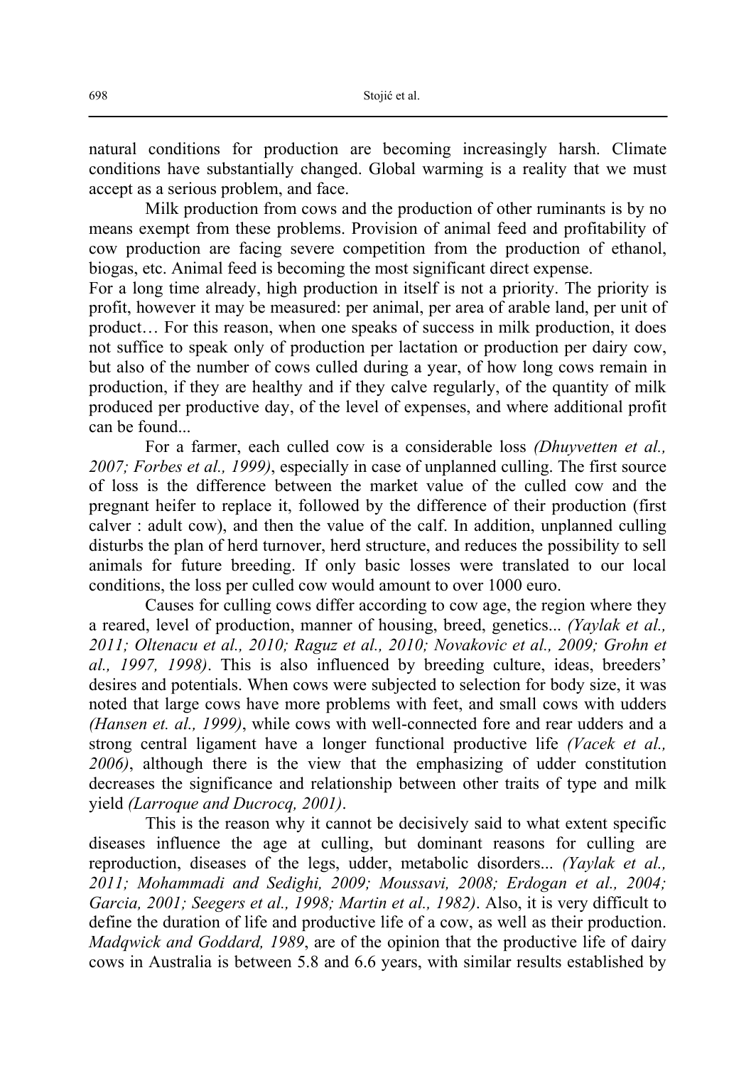natural conditions for production are becoming increasingly harsh. Climate conditions have substantially changed. Global warming is a reality that we must accept as a serious problem, and face.

Milk production from cows and the production of other ruminants is by no means exempt from these problems. Provision of animal feed and profitability of cow production are facing severe competition from the production of ethanol, biogas, etc. Animal feed is becoming the most significant direct expense.

For a long time already, high production in itself is not a priority. The priority is profit, however it may be measured: per animal, per area of arable land, per unit of product… For this reason, when one speaks of success in milk production, it does not suffice to speak only of production per lactation or production per dairy cow, but also of the number of cows culled during a year, of how long cows remain in production, if they are healthy and if they calve regularly, of the quantity of milk produced per productive day, of the level of expenses, and where additional profit can be found...

For a farmer, each culled cow is a considerable loss *(Dhuyvetten et al., 2007; Forbes et al., 1999)*, especially in case of unplanned culling. The first source of loss is the difference between the market value of the culled cow and the pregnant heifer to replace it, followed by the difference of their production (first calver : adult cow), and then the value of the calf. In addition, unplanned culling disturbs the plan of herd turnover, herd structure, and reduces the possibility to sell animals for future breeding. If only basic losses were translated to our local conditions, the loss per culled cow would amount to over 1000 euro.

Causes for culling cows differ according to cow age, the region where they a reared, level of production, manner of housing, breed, genetics... *(Yaylak et al., 2011; Oltenacu et al., 2010; Raguz et al., 2010; Novakovic et al., 2009; Grohn et al., 1997, 1998)*. This is also influenced by breeding culture, ideas, breeders' desires and potentials. When cows were subjected to selection for body size, it was noted that large cows have more problems with feet, and small cows with udders *(Hansen et. al., 1999)*, while cows with well-connected fore and rear udders and a strong central ligament have a longer functional productive life *(Vacek et al., 2006)*, although there is the view that the emphasizing of udder constitution decreases the significance and relationship between other traits of type and milk yield *(Larroque and Ducrocq, 2001)*.

This is the reason why it cannot be decisively said to what extent specific diseases influence the age at culling, but dominant reasons for culling are reproduction, diseases of the legs, udder, metabolic disorders... *(Yaylak et al., 2011; Mohammadi and Sedighi, 2009; Moussavi, 2008; Erdogan et al., 2004; Garcia, 2001; Seegers et al., 1998; Martin et al., 1982)*. Also, it is very difficult to define the duration of life and productive life of a cow, as well as their production. *Madqwick and Goddard, 1989*, are of the opinion that the productive life of dairy cows in Australia is between 5.8 and 6.6 years, with similar results established by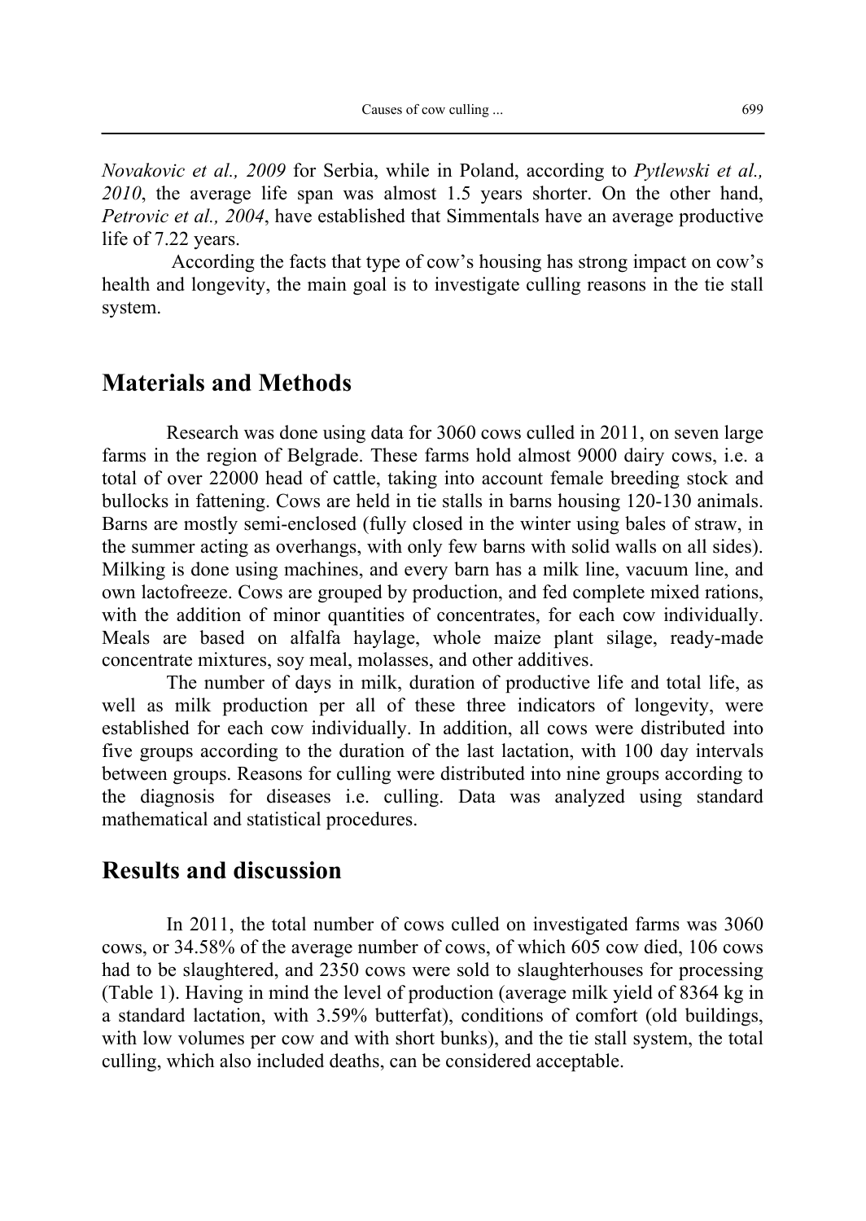*Novakovic et al., 2009* for Serbia, while in Poland, according to *Pytlewski et al., 2010*, the average life span was almost 1.5 years shorter. On the other hand, *Petrovic et al., 2004*, have established that Simmentals have an average productive life of 7.22 years.

According the facts that type of cow's housing has strong impact on cow's health and longevity, the main goal is to investigate culling reasons in the tie stall system.

## Materials and Methods

Research was done using data for 3060 cows culled in 2011, on seven large farms in the region of Belgrade. These farms hold almost 9000 dairy cows, i.e. a total of over 22000 head of cattle, taking into account female breeding stock and bullocks in fattening. Cows are held in tie stalls in barns housing 120-130 animals. Barns are mostly semi-enclosed (fully closed in the winter using bales of straw, in the summer acting as overhangs, with only few barns with solid walls on all sides). Milking is done using machines, and every barn has a milk line, vacuum line, and own lactofreeze. Cows are grouped by production, and fed complete mixed rations, with the addition of minor quantities of concentrates, for each cow individually. Meals are based on alfalfa haylage, whole maize plant silage, ready-made concentrate mixtures, soy meal, molasses, and other additives.

The number of days in milk, duration of productive life and total life, as well as milk production per all of these three indicators of longevity, were established for each cow individually. In addition, all cows were distributed into five groups according to the duration of the last lactation, with 100 day intervals between groups. Reasons for culling were distributed into nine groups according to the diagnosis for diseases i.e. culling. Data was analyzed using standard mathematical and statistical procedures.

## Results and discussion

In 2011, the total number of cows culled on investigated farms was 3060 cows, or 34.58% of the average number of cows, of which 605 cow died, 106 cows had to be slaughtered, and 2350 cows were sold to slaughterhouses for processing (Table 1). Having in mind the level of production (average milk yield of 8364 kg in a standard lactation, with 3.59% butterfat), conditions of comfort (old buildings, with low volumes per cow and with short bunks), and the tie stall system, the total culling, which also included deaths, can be considered acceptable.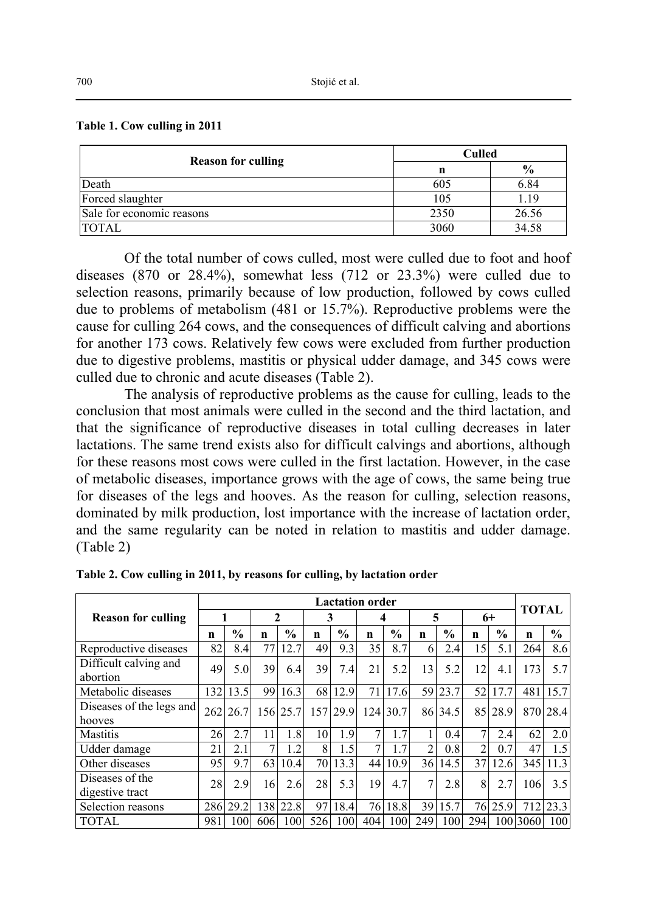**Table 1. Cow culling in 2011**

| Reason for culling | Culled | |
|---|---|---|
| | n | % |
| Death | 605 | 6.84 |
| Forced slaughter | 105 | 1.19 |
| Sale for economic reasons | 2350 | 26.56 |
| TOTAL | 3060 | 34.58 |

Of the total number of cows culled, most were culled due to foot and hoof diseases (870 or 28.4%), somewhat less (712 or 23.3%) were culled due to selection reasons, primarily because of low production, followed by cows culled due to problems of metabolism (481 or 15.7%). Reproductive problems were the cause for culling 264 cows, and the consequences of difficult calving and abortions for another 173 cows. Relatively few cows were excluded from further production due to digestive problems, mastitis or physical udder damage, and 345 cows were culled due to chronic and acute diseases (Table 2).

The analysis of reproductive problems as the cause for culling, leads to the conclusion that most animals were culled in the second and the third lactation, and that the significance of reproductive diseases in total culling decreases in later lactations. The same trend exists also for difficult calvings and abortions, although for these reasons most cows were culled in the first lactation. However, in the case of metabolic diseases, importance grows with the age of cows, the same being true for diseases of the legs and hooves. As the reason for culling, selection reasons, dominated by milk production, lost importance with the increase of lactation order, and the same regularity can be noted in relation to mastitis and udder damage. (Table 2)

**Table 2. Cow culling in 2011, by reasons for culling, by lactation order**

| Reason for culling | Lactation order | | | | | | | | | | | | TOTAL | |
|---|---|---|---|---|---|---|---|---|---|---|---|---|---|---|
| | 1 | | 2 | | 3 | | 4 | | 5 | | 6+ | | | |
| | n | % | n | % | n | % | n | % | n | % | n | % | n | % |
| Reproductive diseases | 82 | 8.4 | 77 | 12.7 | 49 | 9.3 | 35 | 8.7 | 6 | 2.4 | 15 | 5.1 | 264 | 8.6 |
| Difficult calving and abortion | 49 | 5.0 | 39 | 6.4 | 39 | 7.4 | 21 | 5.2 | 13 | 5.2 | 12 | 4.1 | 173 | 5.7 |
| Metabolic diseases | 132 | 13.5 | 99 | 16.3 | 68 | 12.9 | 71 | 17.6 | 59 | 23.7 | 52 | 17.7 | 481 | 15.7 |
| Diseases of the legs and hooves | 262 | 26.7 | 156 | 25.7 | 157 | 29.9 | 124 | 30.7 | 86 | 34.5 | 85 | 28.9 | 870 | 28.4 |
| Mastitis | 26 | 2.7 | 11 | 1.8 | 10 | 1.9 | 7 | 1.7 | 1 | 0.4 | 7 | 2.4 | 62 | 2.0 |
| Udder damage | 21 | 2.1 | 7 | 1.2 | 8 | 1.5 | 7 | 1.7 | 2 | 0.8 | 2 | 0.7 | 47 | 1.5 |
| Other diseases | 95 | 9.7 | 63 | 10.4 | 70 | 13.3 | 44 | 10.9 | 36 | 14.5 | 37 | 12.6 | 345 | 11.3 |
| Diseases of the digestive tract | 28 | 2.9 | 16 | 2.6 | 28 | 5.3 | 19 | 4.7 | 7 | 2.8 | 8 | 2.7 | 106 | 3.5 |
| Selection reasons | 286 | 29.2 | 138 | 22.8 | 97 | 18.4 | 76 | 18.8 | 39 | 15.7 | 76 | 25.9 | 712 | 23.3 |
| TOTAL | 981 | 100 | 606 | 100 | 526 | 100 | 404 | 100 | 249 | 100 | 294 | 100 | 3060 | 100 |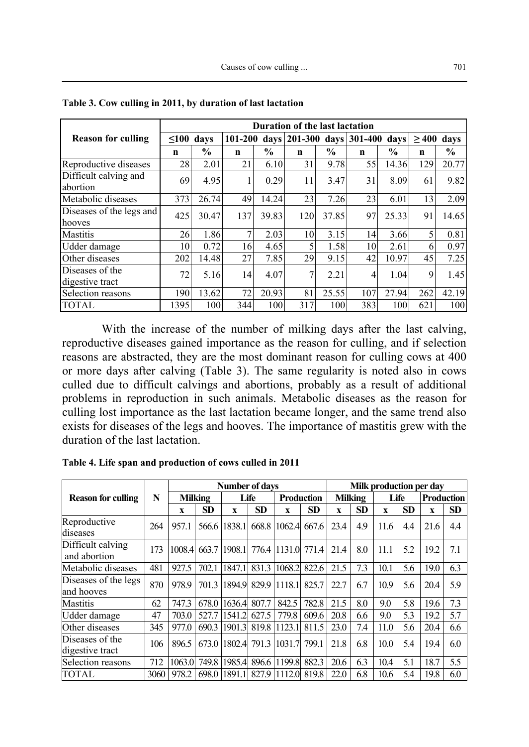**Table 3. Cow culling in 2011, by duration of last lactation**

| Reason for culling | Duration of the last lactation | | | | | | | | | |
|---|---|---|---|---|---|---|---|---|---|---|
| | ≤100 days | | 101-200 days | | 201-300 days | | 301-400 days | | ≥ 400 days | |
| | n | % | n | % | n | % | n | % | n | % |
| Reproductive diseases | 28 | 2.01 | 21 | 6.10 | 31 | 9.78 | 55 | 14.36 | 129 | 20.77 |
| Difficult calving and abortion | 69 | 4.95 | 1 | 0.29 | 11 | 3.47 | 31 | 8.09 | 61 | 9.82 |
| Metabolic diseases | 373 | 26.74 | 49 | 14.24 | 23 | 7.26 | 23 | 6.01 | 13 | 2.09 |
| Diseases of the legs and hooves | 425 | 30.47 | 137 | 39.83 | 120 | 37.85 | 97 | 25.33 | 91 | 14.65 |
| Mastitis | 26 | 1.86 | 7 | 2.03 | 10 | 3.15 | 14 | 3.66 | 5 | 0.81 |
| Udder damage | 10 | 0.72 | 16 | 4.65 | 5 | 1.58 | 10 | 2.61 | 6 | 0.97 |
| Other diseases | 202 | 14.48 | 27 | 7.85 | 29 | 9.15 | 42 | 10.97 | 45 | 7.25 |
| Diseases of the digestive tract | 72 | 5.16 | 14 | 4.07 | 7 | 2.21 | 4 | 1.04 | 9 | 1.45 |
| Selection reasons | 190 | 13.62 | 72 | 20.93 | 81 | 25.55 | 107 | 27.94 | 262 | 42.19 |
| TOTAL | 1395 | 100 | 344 | 100 | 317 | 100 | 383 | 100 | 621 | 100 |

With the increase of the number of milking days after the last calving, reproductive diseases gained importance as the reason for culling, and if selection reasons are abstracted, they are the most dominant reason for culling cows at 400 or more days after calving (Table 3). The same regularity is noted also in cows culled due to difficult calvings and abortions, probably as a result of additional problems in reproduction in such animals. Metabolic diseases as the reason for culling lost importance as the last lactation became longer, and the same trend also exists for diseases of the legs and hooves. The importance of mastitis grew with the duration of the last lactation.

**Table 4. Life span and production of cows culled in 2011**

| Reason for culling | N | Number of days | | | | | | Milk production per day | | | | | |
|---|---|---|---|---|---|---|---|---|---|---|---|---|---|
| | | Milking | | Life | | Production | | Milking | | Life | | Production | |
| | | x | SD | x | SD | x | SD | x | SD | x | SD | x | SD |
| Reproductive diseases | 264 | 957.1 | 566.6 | 1838.1 | 668.8 | 1062.4 | 667.6 | 23.4 | 4.9 | 11.6 | 4.4 | 21.6 | 4.4 |
| Difficult calving and abortion | 173 | 1008.4 | 663.7 | 1908.1 | 776.4 | 1131.0 | 771.4 | 21.4 | 8.0 | 11.1 | 5.2 | 19.2 | 7.1 |
| Metabolic diseases | 481 | 927.5 | 702.1 | 1847.1 | 831.3 | 1068.2 | 822.6 | 21.5 | 7.3 | 10.1 | 5.6 | 19.0 | 6.3 |
| Diseases of the legs and hooves | 870 | 978.9 | 701.3 | 1894.9 | 829.9 | 1118.1 | 825.7 | 22.7 | 6.7 | 10.9 | 5.6 | 20.4 | 5.9 |
| Mastitis | 62 | 747.3 | 678.0 | 1636.4 | 807.7 | 842.5 | 782.8 | 21.5 | 8.0 | 9.0 | 5.8 | 19.6 | 7.3 |
| Udder damage | 47 | 703.0 | 527.7 | 1541.2 | 627.5 | 779.8 | 609.6 | 20.8 | 6.6 | 9.0 | 5.3 | 19.2 | 5.7 |
| Other diseases | 345 | 977.0 | 690.3 | 1901.3 | 819.8 | 1123.1 | 811.5 | 23.0 | 7.4 | 11.0 | 5.6 | 20.4 | 6.6 |
| Diseases of the digestive tract | 106 | 896.5 | 673.0 | 1802.4 | 791.3 | 1031.7 | 799.1 | 21.8 | 6.8 | 10.0 | 5.4 | 19.4 | 6.0 |
| Selection reasons | 712 | 1063.0 | 749.8 | 1985.4 | 896.6 | 1199.8 | 882.3 | 20.6 | 6.3 | 10.4 | 5.1 | 18.7 | 5.5 |
| TOTAL | 3060 | 978.2 | 698.0 | 1891.1 | 827.9 | 1112.0 | 819.8 | 22.0 | 6.8 | 10.6 | 5.4 | 19.8 | 6.0 |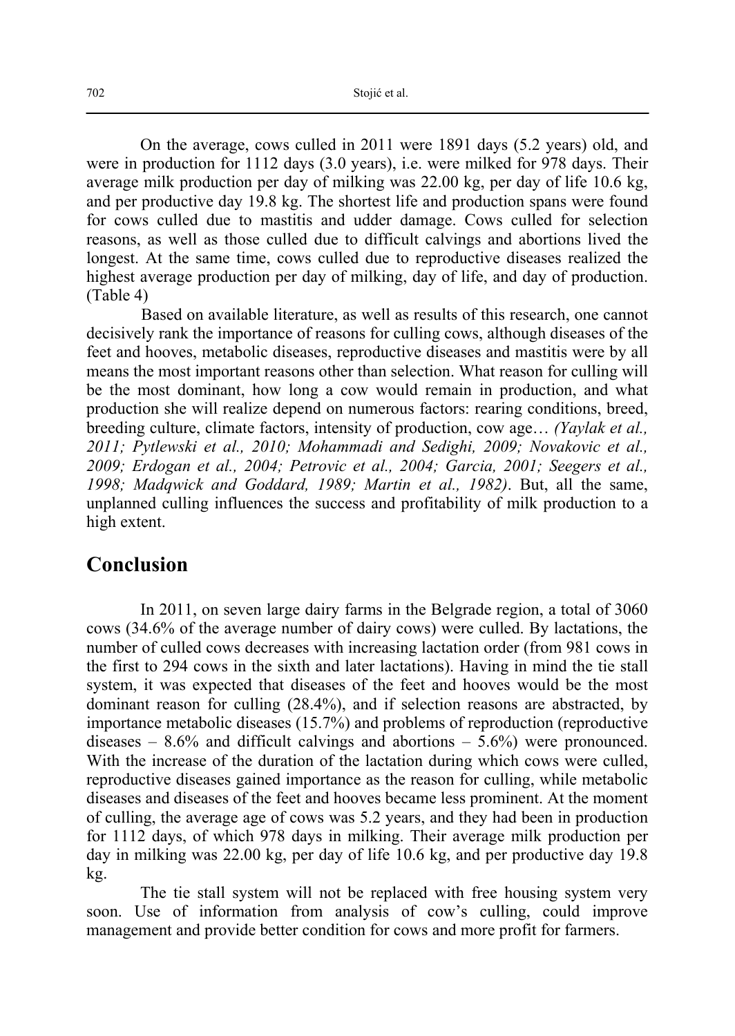On the average, cows culled in 2011 were 1891 days (5.2 years) old, and were in production for 1112 days (3.0 years), i.e. were milked for 978 days. Their average milk production per day of milking was 22.00 kg, per day of life 10.6 kg, and per productive day 19.8 kg. The shortest life and production spans were found for cows culled due to mastitis and udder damage. Cows culled for selection reasons, as well as those culled due to difficult calvings and abortions lived the longest. At the same time, cows culled due to reproductive diseases realized the highest average production per day of milking, day of life, and day of production. (Table 4)

Based on available literature, as well as results of this research, one cannot decisively rank the importance of reasons for culling cows, although diseases of the feet and hooves, metabolic diseases, reproductive diseases and mastitis were by all means the most important reasons other than selection. What reason for culling will be the most dominant, how long a cow would remain in production, and what production she will realize depend on numerous factors: rearing conditions, breed, breeding culture, climate factors, intensity of production, cow age… *(Yaylak et al., 2011; Pytlewski et al., 2010; Mohammadi and Sedighi, 2009; Novakovic et al., 2009; Erdogan et al., 2004; Petrovic et al., 2004; Garcia, 2001; Seegers et al., 1998; Madqwick and Goddard, 1989; Martin et al., 1982)*. But, all the same, unplanned culling influences the success and profitability of milk production to a high extent.

## Conclusion

In 2011, on seven large dairy farms in the Belgrade region, a total of 3060 cows (34.6% of the average number of dairy cows) were culled. By lactations, the number of culled cows decreases with increasing lactation order (from 981 cows in the first to 294 cows in the sixth and later lactations). Having in mind the tie stall system, it was expected that diseases of the feet and hooves would be the most dominant reason for culling (28.4%), and if selection reasons are abstracted, by importance metabolic diseases (15.7%) and problems of reproduction (reproductive diseases – 8.6% and difficult calvings and abortions – 5.6%) were pronounced. With the increase of the duration of the lactation during which cows were culled, reproductive diseases gained importance as the reason for culling, while metabolic diseases and diseases of the feet and hooves became less prominent. At the moment of culling, the average age of cows was 5.2 years, and they had been in production for 1112 days, of which 978 days in milking. Their average milk production per day in milking was 22.00 kg, per day of life 10.6 kg, and per productive day 19.8 kg.

The tie stall system will not be replaced with free housing system very soon. Use of information from analysis of cow's culling, could improve management and provide better condition for cows and more profit for farmers.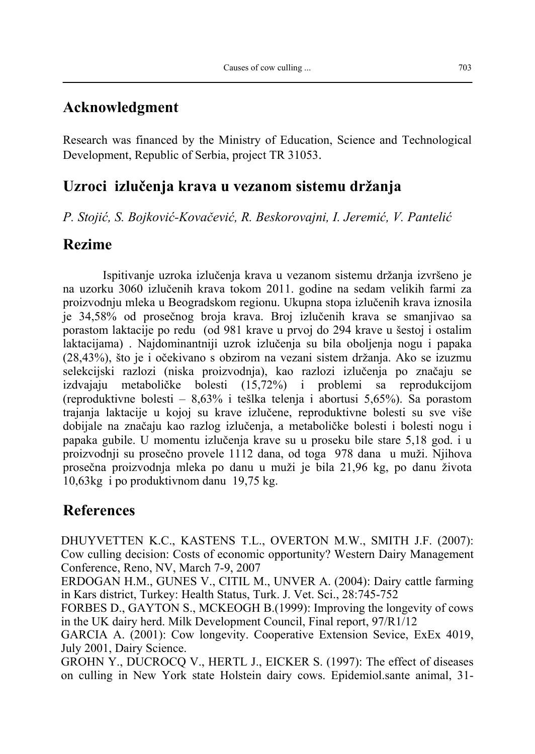## Acknowledgment

Research was financed by the Ministry of Education, Science and Technological Development, Republic of Serbia, project TR 31053.

## Uzroci izlučenja krava u vezanom sistemu držanja

*P. Stojić, S. Bojković-Kovačević, R. Beskorovajni, I. Jeremić, V. Pantelić*

## Rezime

Ispitivanje uzroka izlučenja krava u vezanom sistemu držanja izvršeno je na uzorku 3060 izlučenih krava tokom 2011. godine na sedam velikih farmi za proizvodnju mleka u Beogradskom regionu. Ukupna stopa izlučenih krava iznosila je 34,58% od prosečnog broja krava. Broj izlučenih krava se smanjivao sa porastom laktacije po redu (od 981 krave u prvoj do 294 krave u šestoj i ostalim laktacijama) . Najdominantniji uzrok izlučenja su bila oboljenja nogu i papaka (28,43%), što je i očekivano s obzirom na vezani sistem držanja. Ako se izuzmu selekcijski razlozi (niska proizvodnja), kao razlozi izlučenja po značaju se izdvajaju metaboličke bolesti (15,72%) i problemi sa reprodukcijom (reproduktivne bolesti – 8,63% i teška telenja i abortusi 5,65%). Sa porastom trajanja laktacije u kojoj su krave izlučene, reproduktivne bolesti su sve više dobijale na značaju kao razlog izlučenja, a metaboličke bolesti i bolesti nogu i papaka gubile. U momentu izlučenja krave su u proseku bile stare 5,18 god. i u proizvodnji su prosečno provele 1112 dana, od toga 978 dana u muži. Njihova prosečna proizvodnja mleka po danu u muži je bila 21,96 kg, po danu života 10,63kg i po produktivnom danu 19,75 kg.

## References

DHUYVETTEN K.C., KASTENS T.L., OVERTON M.W., SMITH J.F. (2007): Cow culling decision: Costs of economic opportunity? Western Dairy Management Conference, Reno, NV, March 7-9, 2007

ERDOGAN H.M., GUNES V., CITIL M., UNVER A. (2004): Dairy cattle farming in Kars district, Turkey: Health Status, Turk. J. Vet. Sci., 28:745-752

FORBES D., GAYTON S., MCKEOGH B.(1999): Improving the longevity of cows in the UK dairy herd. Milk Development Council, Final report, 97/R1/12

GARCIA A. (2001): Cow longevity. Cooperative Extension Sevice, ExEx 4019, July 2001, Dairy Science.

GROHN Y., DUCROCQ V., HERTL J., EICKER S. (1997): The effect of diseases on culling in New York state Holstein dairy cows. Epidemiol.sante animal, 31-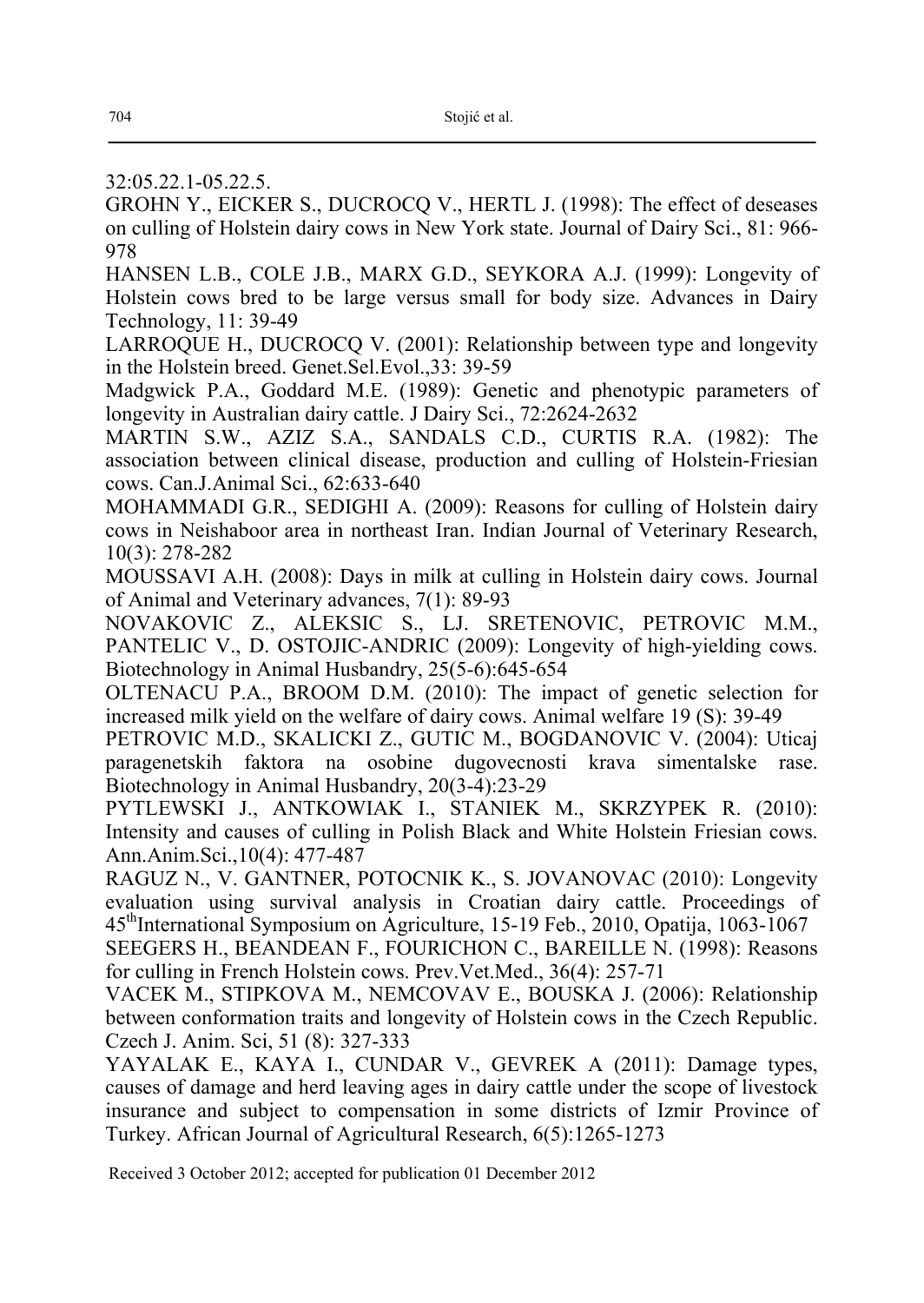32:05.22.1-05.22.5.

GROHN Y., EICKER S., DUCROCQ V., HERTL J. (1998): The effect of deseases on culling of Holstein dairy cows in New York state. Journal of Dairy Sci., 81: 966-978

HANSEN L.B., COLE J.B., MARX G.D., SEYKORA A.J. (1999): Longevity of Holstein cows bred to be large versus small for body size. Advances in Dairy Technology, 11: 39-49

LARROQUE H., DUCROCQ V. (2001): Relationship between type and longevity in the Holstein breed. Genet.Sel.Evol.,33: 39-59

Madgwick P.A., Goddard M.E. (1989): Genetic and phenotypic parameters of longevity in Australian dairy cattle. J Dairy Sci., 72:2624-2632

MARTIN S.W., AZIZ S.A., SANDALS C.D., CURTIS R.A. (1982): The association between clinical disease, production and culling of Holstein-Friesian cows. Can.J.Animal Sci., 62:633-640

MOHAMMADI G.R., SEDIGHI A. (2009): Reasons for culling of Holstein dairy cows in Neishaboor area in northeast Iran. Indian Journal of Veterinary Research, 10(3): 278-282

MOUSSAVI A.H. (2008): Days in milk at culling in Holstein dairy cows. Journal of Animal and Veterinary advances, 7(1): 89-93

NOVAKOVIC Z., ALEKSIC S., LJ. SRETENOVIC, PETROVIC M.M., PANTELIC V., D. OSTOJIC-ANDRIC (2009): Longevity of high-yielding cows. Biotechnology in Animal Husbandry, 25(5-6):645-654

OLTENACU P.A., BROOM D.M. (2010): The impact of genetic selection for increased milk yield on the welfare of dairy cows. Animal welfare 19 (S): 39-49

PETROVIC M.D., SKALICKI Z., GUTIC M., BOGDANOVIC V. (2004): Uticaj paragenetskih faktora na osobine dugovecnosti krava simentalske rase. Biotechnology in Animal Husbandry, 20(3-4):23-29

PYTLEWSKI J., ANTKOWIAK I., STANIEK M., SKRZYPEK R. (2010): Intensity and causes of culling in Polish Black and White Holstein Friesian cows. Ann.Anim.Sci.,10(4): 477-487

RAGUZ N., V. GANTNER, POTOCNIK K., S. JOVANOVAC (2010): Longevity evaluation using survival analysis in Croatian dairy cattle. Proceedings of 45th International Symposium on Agriculture, 15-19 Feb., 2010, Opatija, 1063-1067

SEEGERS H., BEANDEAN F., FOURICHON C., BAREILLE N. (1998): Reasons for culling in French Holstein cows. Prev.Vet.Med., 36(4): 257-71

VACEK M., STIPKOVA M., NEMCOVAV E., BOUSKA J. (2006): Relationship between conformation traits and longevity of Holstein cows in the Czech Republic. Czech J. Anim. Sci, 51 (8): 327-333

YAYALAK E., KAYA I., CUNDAR V., GEVREK A (2011): Damage types, causes of damage and herd leaving ages in dairy cattle under the scope of livestock insurance and subject to compensation in some districts of Izmir Province of Turkey. African Journal of Agricultural Research, 6(5):1265-1273

Received 3 October 2012; accepted for publication 01 December 2012